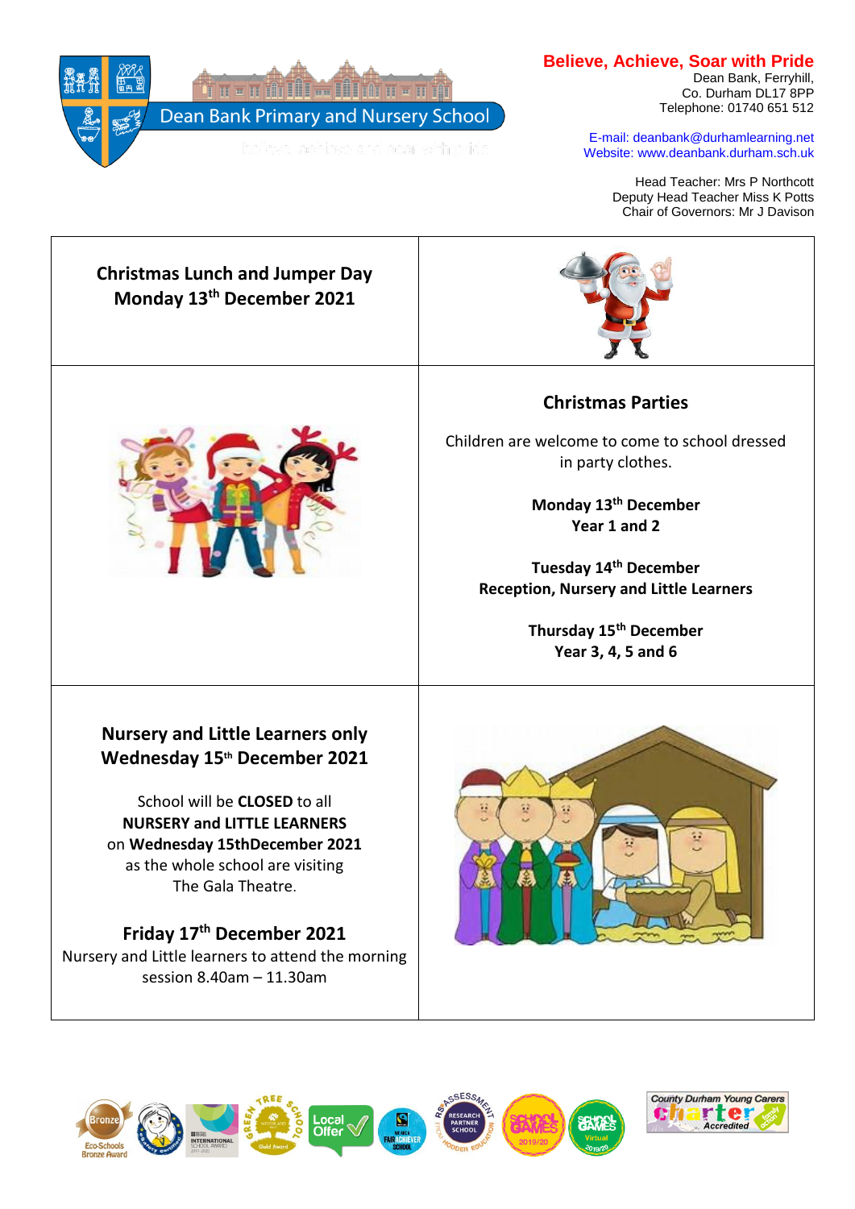# Dean Bank Primary and Nursery School

**Believe, Achieve, Soar with Pride**

Dean Bank, Ferryhill,
Co. Durham DL17 8PP
Telephone: 01740 651 512

E-mail: deanbank@durhamlearning.net
Website: www.deanbank.durham.sch.uk

Head Teacher: Mrs P Northcott
Deputy Head Teacher Miss K Potts
Chair of Governors: Mr J Davison

## Christmas Lunch and Jumper Day
## Monday 13th December 2021

## Christmas Parties

Children are welcome to come to school dressed in party clothes.

**Monday 13th December**
**Year 1 and 2**

**Tuesday 14th December**
**Reception, Nursery and Little Learners**

**Thursday 15th December**
**Year 3, 4, 5 and 6**

## Nursery and Little Learners only
## Wednesday 15th December 2021

School will be **CLOSED** to all **NURSERY and LITTLE LEARNERS** on **Wednesday 15thDecember 2021** as the whole school are visiting The Gala Theatre.

## Friday 17th December 2021

Nursery and Little learners to attend the morning session 8.40am – 11.30am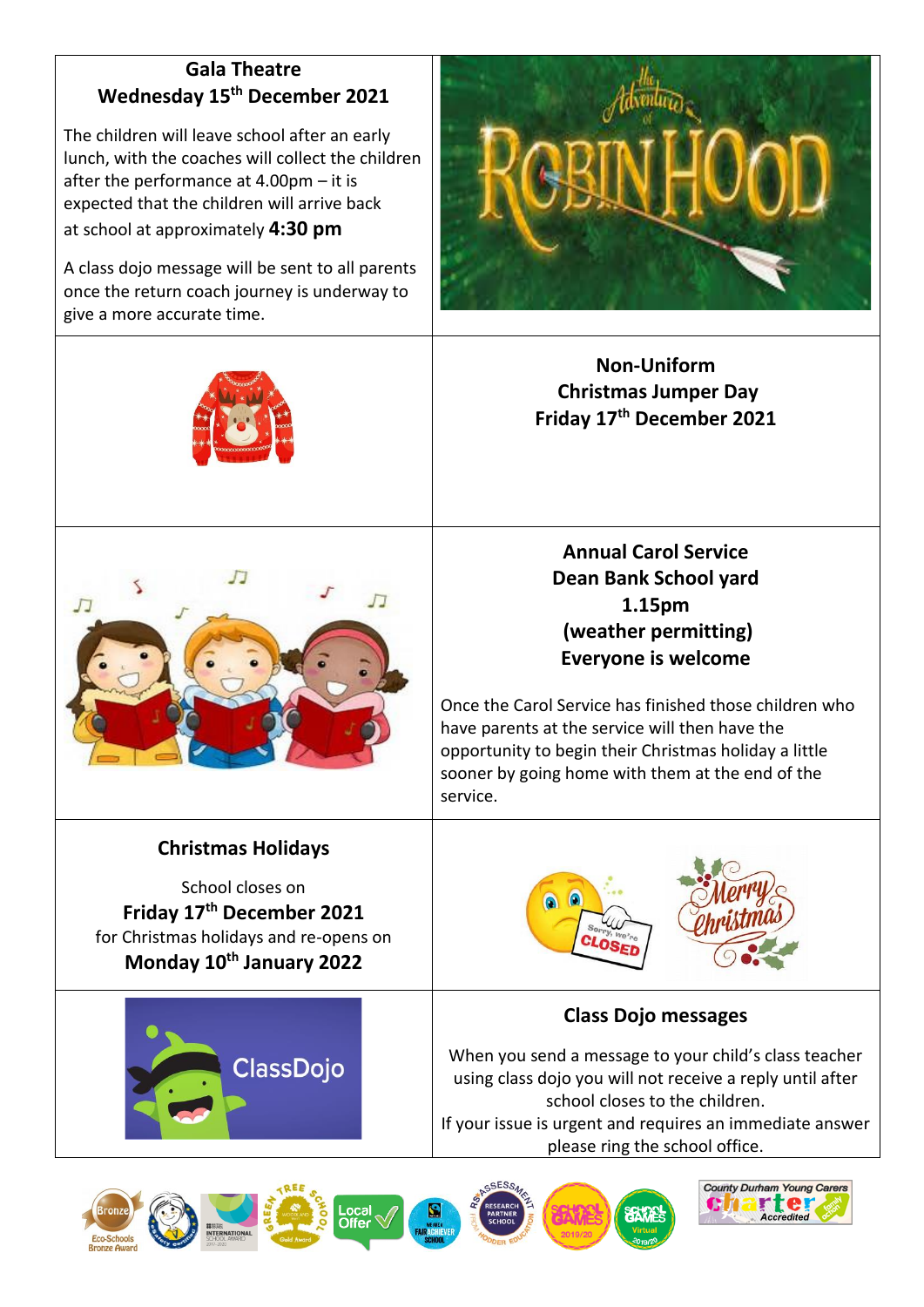## Gala Theatre
## Wednesday 15th December 2021

The children will leave school after an early lunch, with the coaches will collect the children after the performance at 4.00pm – it is expected that the children will arrive back at school at approximately **4:30 pm**

A class dojo message will be sent to all parents once the return coach journey is underway to give a more accurate time.

## Non-Uniform
## Christmas Jumper Day
## Friday 17th December 2021

## Annual Carol Service
## Dean Bank School yard
## 1.15pm
## (weather permitting)
## Everyone is welcome

Once the Carol Service has finished those children who have parents at the service will then have the opportunity to begin their Christmas holiday a little sooner by going home with them at the end of the service.

## Christmas Holidays

School closes on

**Friday 17th December 2021**

for Christmas holidays and re-opens on

**Monday 10th January 2022**

## Class Dojo messages

When you send a message to your child's class teacher using class dojo you will not receive a reply until after school closes to the children.

If your issue is urgent and requires an immediate answer please ring the school office.